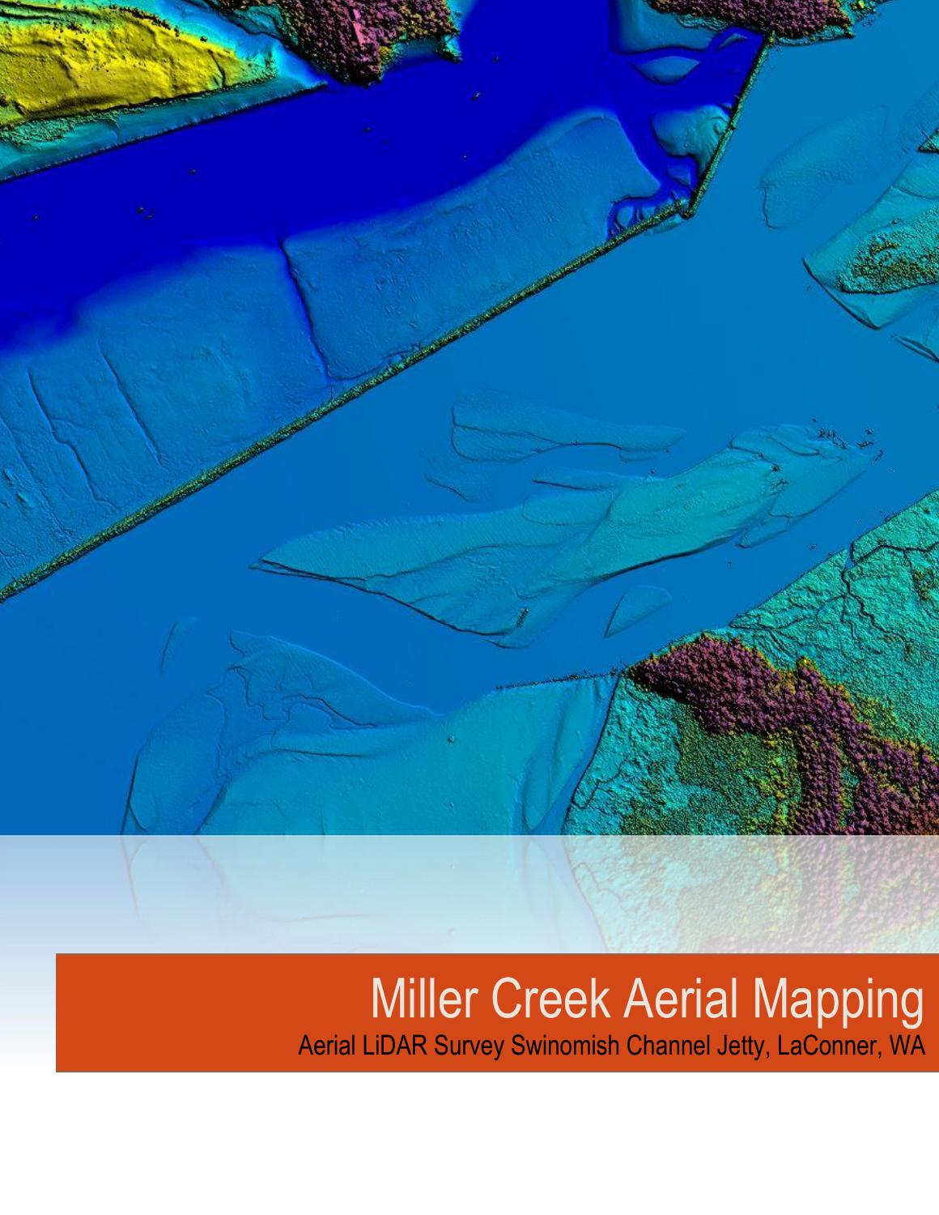# Miller Creek Aerial Mapping

Aerial LiDAR Survey Swinomish Channel Jetty, LaConner, WA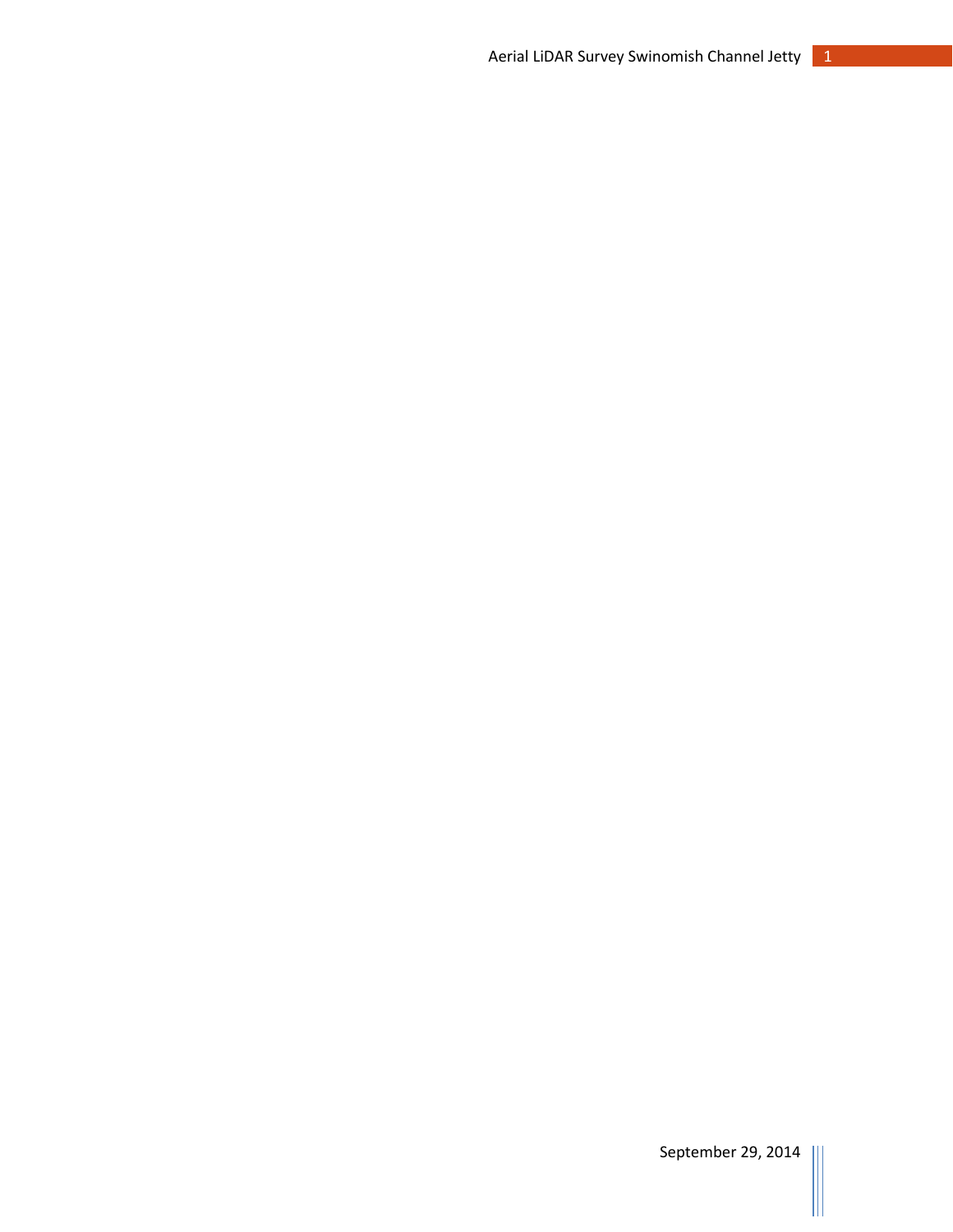September 29, 2014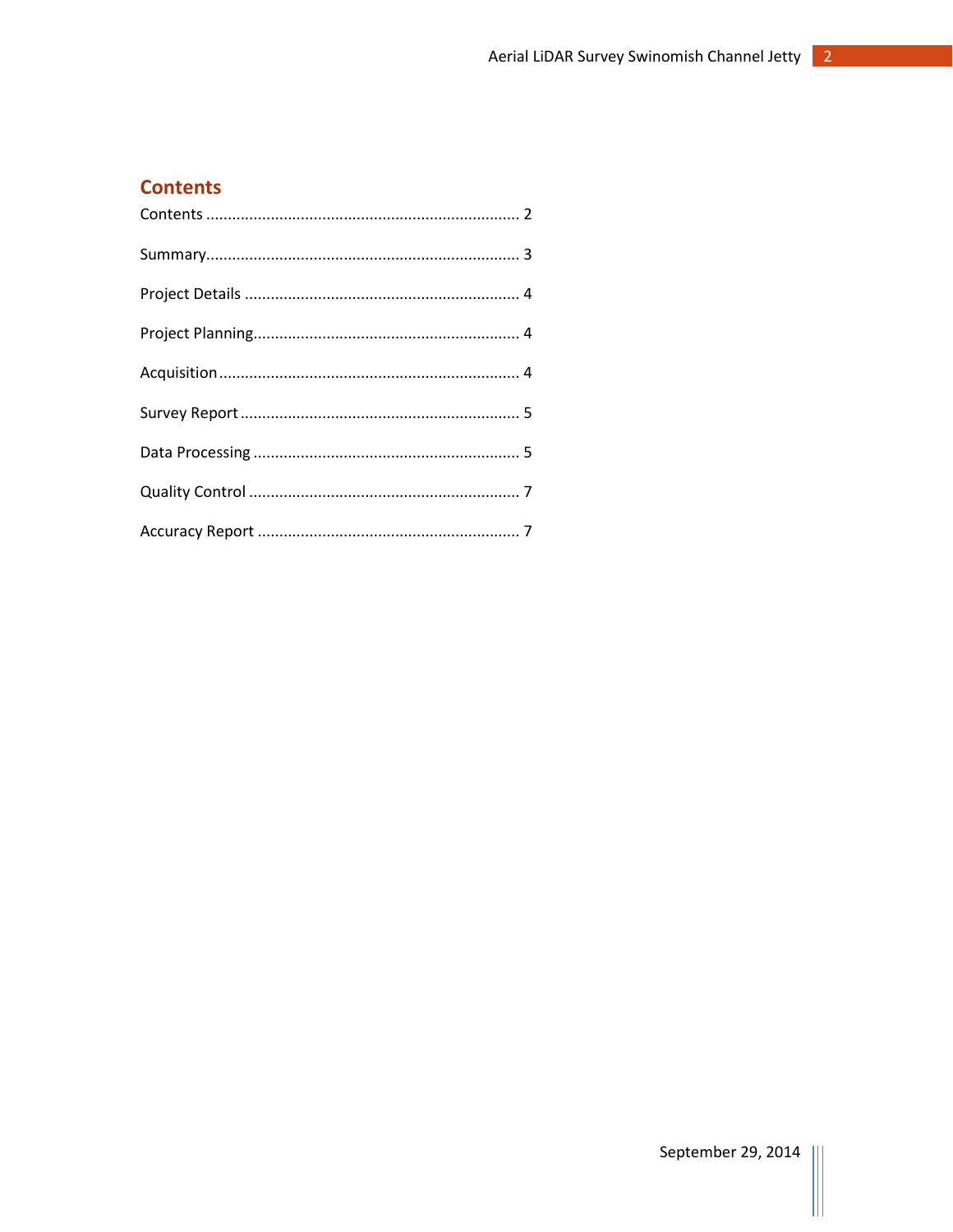## Contents

Contents ........................................................................ 2

Summary........................................................................ 3

Project Details ............................................................... 4

Project Planning............................................................. 4

Acquisition..................................................................... 4

Survey Report ................................................................ 5

Data Processing ............................................................. 5

Quality Control .............................................................. 7

Accuracy Report ............................................................ 7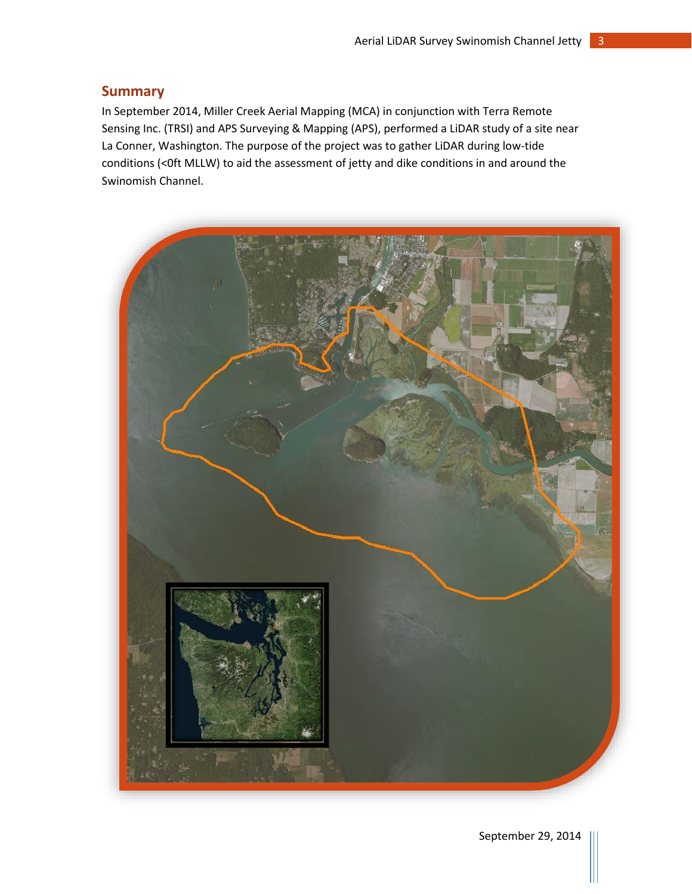## Summary

In September 2014, Miller Creek Aerial Mapping (MCA) in conjunction with Terra Remote Sensing Inc. (TRSI) and APS Surveying & Mapping (APS), performed a LiDAR study of a site near La Conner, Washington. The purpose of the project was to gather LiDAR during low-tide conditions (<0ft MLLW) to aid the assessment of jetty and dike conditions in and around the Swinomish Channel.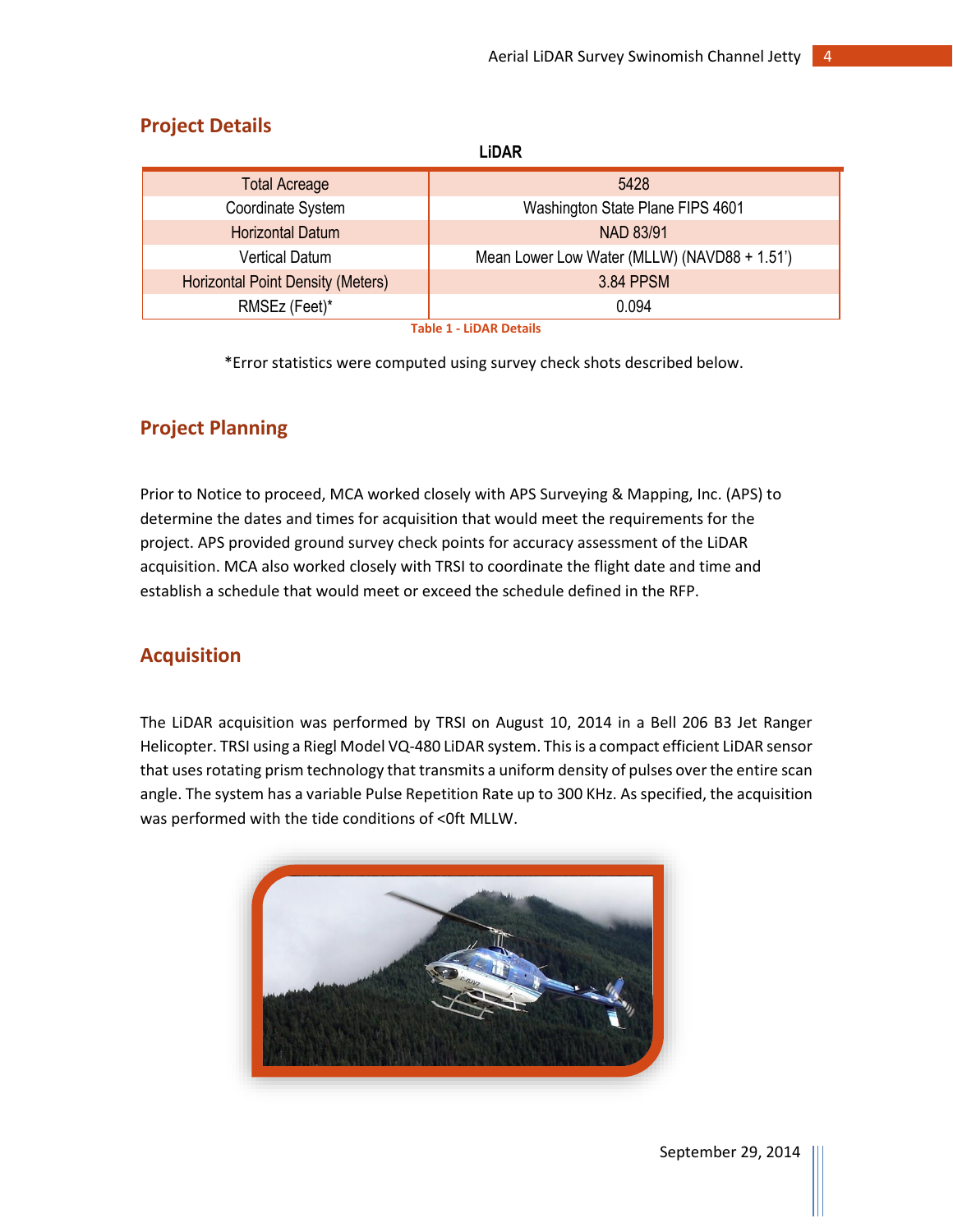## Project Details

**LiDAR**

| | |
|---|---|
| Total Acreage | 5428 |
| Coordinate System | Washington State Plane FIPS 4601 |
| Horizontal Datum | NAD 83/91 |
| Vertical Datum | Mean Lower Low Water (MLLW) (NAVD88 + 1.51') |
| Horizontal Point Density (Meters) | 3.84 PPSM |
| RMSEz (Feet)* | 0.094 |

Table 1 - LiDAR Details

*Error statistics were computed using survey check shots described below.

## Project Planning

Prior to Notice to proceed, MCA worked closely with APS Surveying & Mapping, Inc. (APS) to determine the dates and times for acquisition that would meet the requirements for the project. APS provided ground survey check points for accuracy assessment of the LiDAR acquisition. MCA also worked closely with TRSI to coordinate the flight date and time and establish a schedule that would meet or exceed the schedule defined in the RFP.

## Acquisition

The LiDAR acquisition was performed by TRSI on August 10, 2014 in a Bell 206 B3 Jet Ranger Helicopter. TRSI using a Riegl Model VQ-480 LiDAR system. This is a compact efficient LiDAR sensor that uses rotating prism technology that transmits a uniform density of pulses over the entire scan angle. The system has a variable Pulse Repetition Rate up to 300 KHz. As specified, the acquisition was performed with the tide conditions of <0ft MLLW.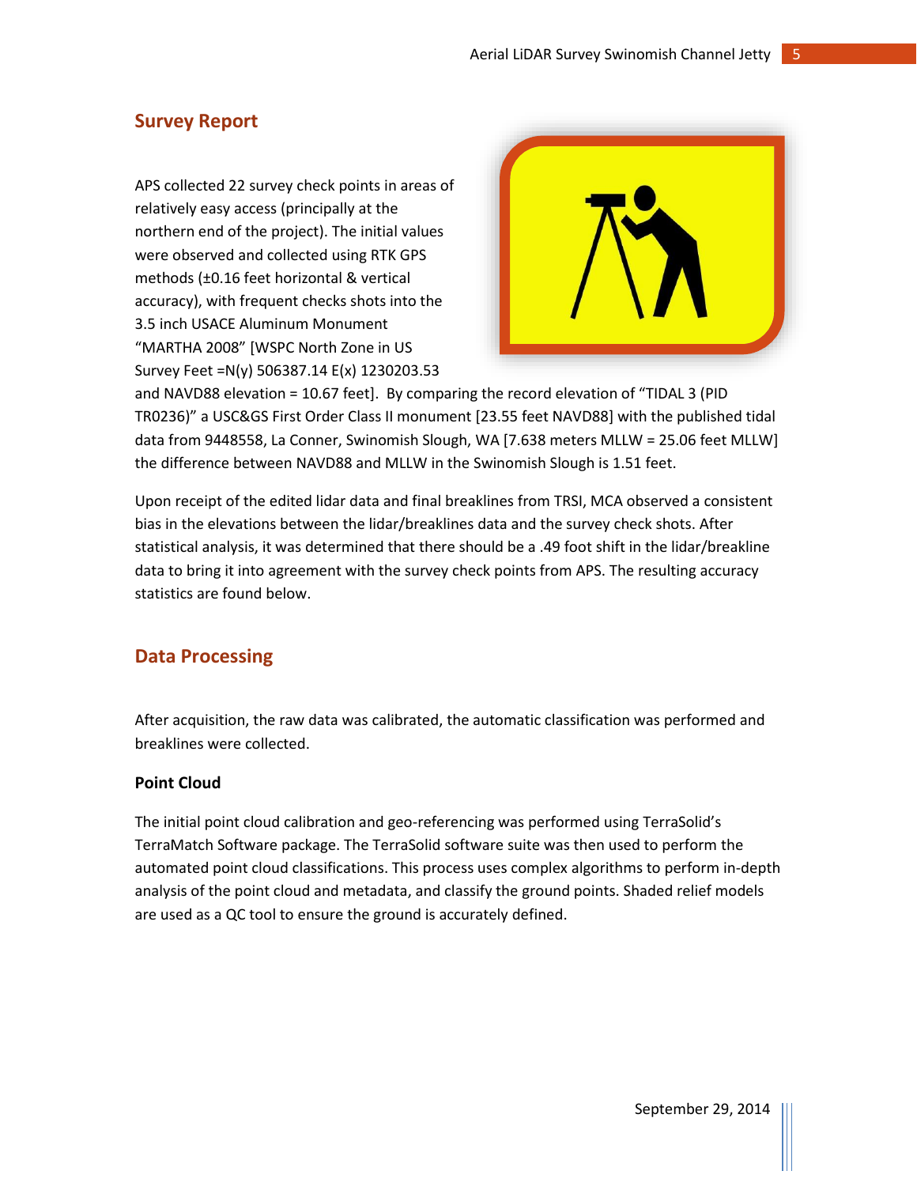## Survey Report

APS collected 22 survey check points in areas of relatively easy access (principally at the northern end of the project). The initial values were observed and collected using RTK GPS methods (±0.16 feet horizontal & vertical accuracy), with frequent checks shots into the 3.5 inch USACE Aluminum Monument "MARTHA 2008" [WSPC North Zone in US Survey Feet =N(y) 506387.14 E(x) 1230203.53 and NAVD88 elevation = 10.67 feet]. By comparing the record elevation of "TIDAL 3 (PID TR0236)" a USC&GS First Order Class II monument [23.55 feet NAVD88] with the published tidal data from 9448558, La Conner, Swinomish Slough, WA [7.638 meters MLLW = 25.06 feet MLLW] the difference between NAVD88 and MLLW in the Swinomish Slough is 1.51 feet.

Upon receipt of the edited lidar data and final breaklines from TRSI, MCA observed a consistent bias in the elevations between the lidar/breaklines data and the survey check shots. After statistical analysis, it was determined that there should be a .49 foot shift in the lidar/breakline data to bring it into agreement with the survey check points from APS. The resulting accuracy statistics are found below.

## Data Processing

After acquisition, the raw data was calibrated, the automatic classification was performed and breaklines were collected.

### Point Cloud

The initial point cloud calibration and geo-referencing was performed using TerraSolid's TerraMatch Software package. The TerraSolid software suite was then used to perform the automated point cloud classifications. This process uses complex algorithms to perform in-depth analysis of the point cloud and metadata, and classify the ground points. Shaded relief models are used as a QC tool to ensure the ground is accurately defined.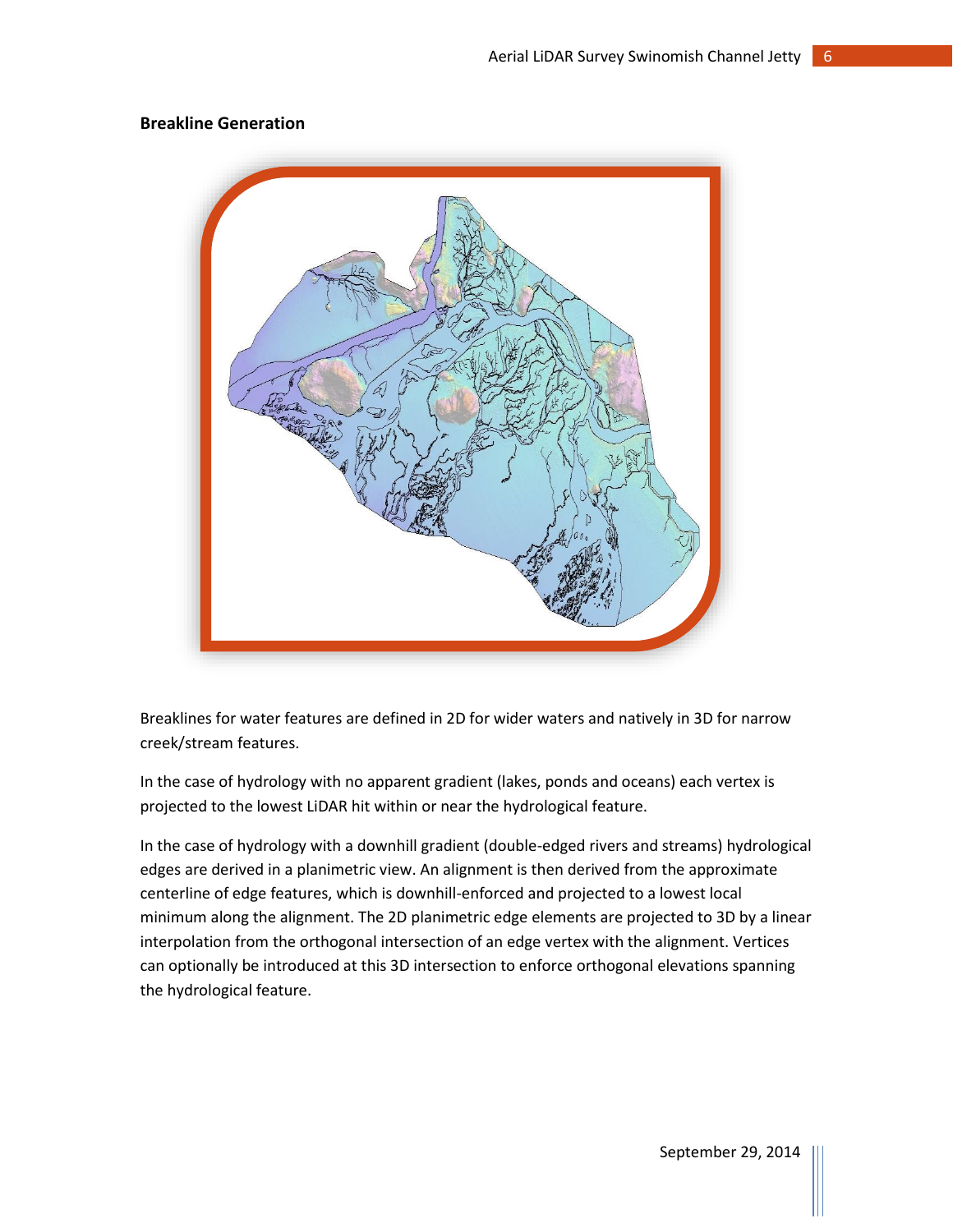## Breakline Generation

Breaklines for water features are defined in 2D for wider waters and natively in 3D for narrow creek/stream features.

In the case of hydrology with no apparent gradient (lakes, ponds and oceans) each vertex is projected to the lowest LiDAR hit within or near the hydrological feature.

In the case of hydrology with a downhill gradient (double-edged rivers and streams) hydrological edges are derived in a planimetric view. An alignment is then derived from the approximate centerline of edge features, which is downhill-enforced and projected to a lowest local minimum along the alignment. The 2D planimetric edge elements are projected to 3D by a linear interpolation from the orthogonal intersection of an edge vertex with the alignment. Vertices can optionally be introduced at this 3D intersection to enforce orthogonal elevations spanning the hydrological feature.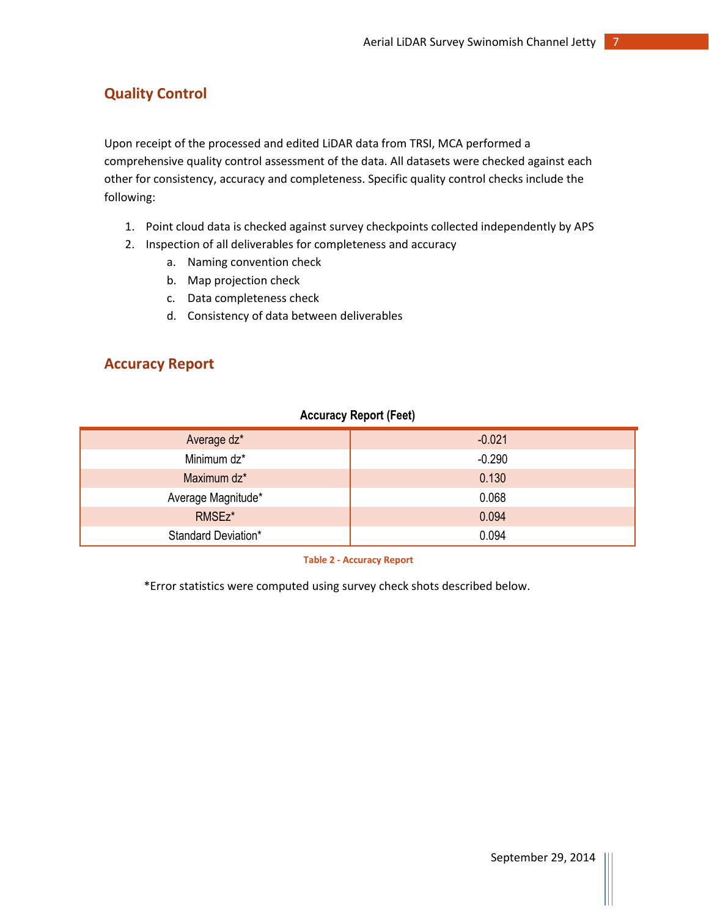## Quality Control

Upon receipt of the processed and edited LiDAR data from TRSI, MCA performed a comprehensive quality control assessment of the data. All datasets were checked against each other for consistency, accuracy and completeness. Specific quality control checks include the following:

1. Point cloud data is checked against survey checkpoints collected independently by APS
2. Inspection of all deliverables for completeness and accuracy
   a. Naming convention check
   b. Map projection check
   c. Data completeness check
   d. Consistency of data between deliverables

## Accuracy Report

**Accuracy Report (Feet)**

| | |
|---|---|
| Average dz* | -0.021 |
| Minimum dz* | -0.290 |
| Maximum dz* | 0.130 |
| Average Magnitude* | 0.068 |
| RMSEz* | 0.094 |
| Standard Deviation* | 0.094 |

Table 2 - Accuracy Report

*Error statistics were computed using survey check shots described below.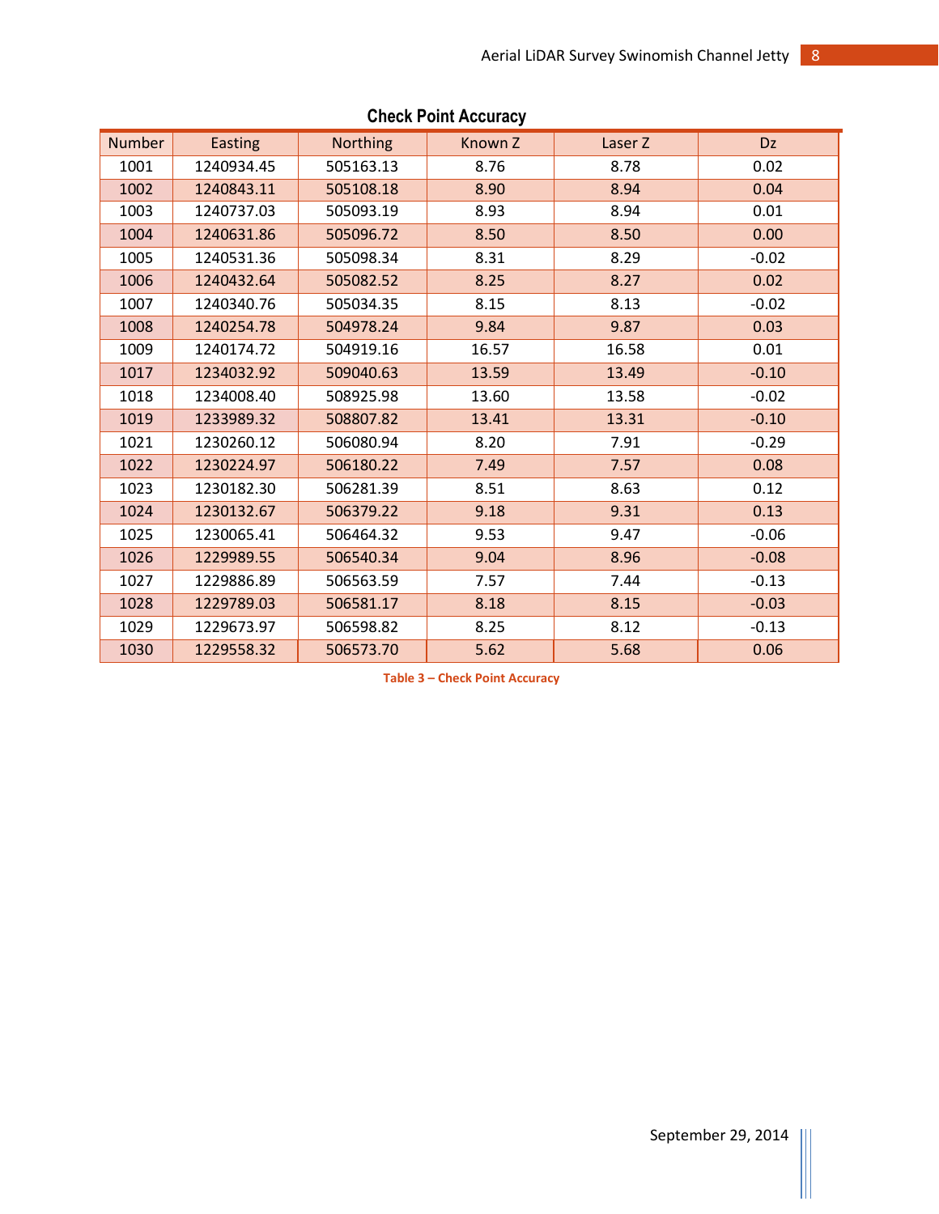**Check Point Accuracy**

| Number | Easting | Northing | Known Z | Laser Z | Dz |
|---|---|---|---|---|---|
| 1001 | 1240934.45 | 505163.13 | 8.76 | 8.78 | 0.02 |
| 1002 | 1240843.11 | 505108.18 | 8.90 | 8.94 | 0.04 |
| 1003 | 1240737.03 | 505093.19 | 8.93 | 8.94 | 0.01 |
| 1004 | 1240631.86 | 505096.72 | 8.50 | 8.50 | 0.00 |
| 1005 | 1240531.36 | 505098.34 | 8.31 | 8.29 | -0.02 |
| 1006 | 1240432.64 | 505082.52 | 8.25 | 8.27 | 0.02 |
| 1007 | 1240340.76 | 505034.35 | 8.15 | 8.13 | -0.02 |
| 1008 | 1240254.78 | 504978.24 | 9.84 | 9.87 | 0.03 |
| 1009 | 1240174.72 | 504919.16 | 16.57 | 16.58 | 0.01 |
| 1017 | 1234032.92 | 509040.63 | 13.59 | 13.49 | -0.10 |
| 1018 | 1234008.40 | 508925.98 | 13.60 | 13.58 | -0.02 |
| 1019 | 1233989.32 | 508807.82 | 13.41 | 13.31 | -0.10 |
| 1021 | 1230260.12 | 506080.94 | 8.20 | 7.91 | -0.29 |
| 1022 | 1230224.97 | 506180.22 | 7.49 | 7.57 | 0.08 |
| 1023 | 1230182.30 | 506281.39 | 8.51 | 8.63 | 0.12 |
| 1024 | 1230132.67 | 506379.22 | 9.18 | 9.31 | 0.13 |
| 1025 | 1230065.41 | 506464.32 | 9.53 | 9.47 | -0.06 |
| 1026 | 1229989.55 | 506540.34 | 9.04 | 8.96 | -0.08 |
| 1027 | 1229886.89 | 506563.59 | 7.57 | 7.44 | -0.13 |
| 1028 | 1229789.03 | 506581.17 | 8.18 | 8.15 | -0.03 |
| 1029 | 1229673.97 | 506598.82 | 8.25 | 8.12 | -0.13 |
| 1030 | 1229558.32 | 506573.70 | 5.62 | 5.68 | 0.06 |

**Table 3 – Check Point Accuracy**